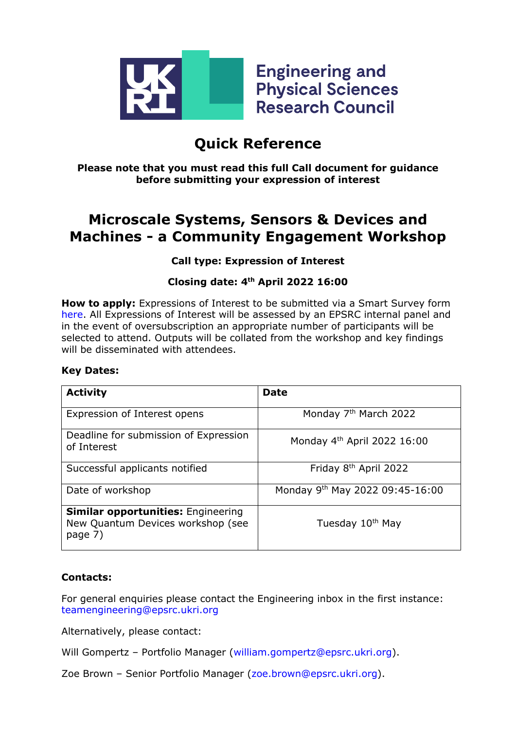Engineering and Physical Sciences Research Council

# Quick Reference

**Please note that you must read this full Call document for guidance before submitting your expression of interest**

# Microscale Systems, Sensors & Devices and Machines - a Community Engagement Workshop

**Call type: Expression of Interest**

**Closing date: 4th April 2022 16:00**

**How to apply:** Expressions of Interest to be submitted via a Smart Survey form here. All Expressions of Interest will be assessed by an EPSRC internal panel and in the event of oversubscription an appropriate number of participants will be selected to attend. Outputs will be collated from the workshop and key findings will be disseminated with attendees.

**Key Dates:**

| Activity | Date |
|---|---|
| Expression of Interest opens | Monday 7th March 2022 |
| Deadline for submission of Expression of Interest | Monday 4th April 2022 16:00 |
| Successful applicants notified | Friday 8th April 2022 |
| Date of workshop | Monday 9th May 2022 09:45-16:00 |
| **Similar opportunities:** Engineering New Quantum Devices workshop (see page 7) | Tuesday 10th May |

**Contacts:**

For general enquiries please contact the Engineering inbox in the first instance: teamengineering@epsrc.ukri.org

Alternatively, please contact:

Will Gompertz – Portfolio Manager (william.gompertz@epsrc.ukri.org).

Zoe Brown – Senior Portfolio Manager (zoe.brown@epsrc.ukri.org).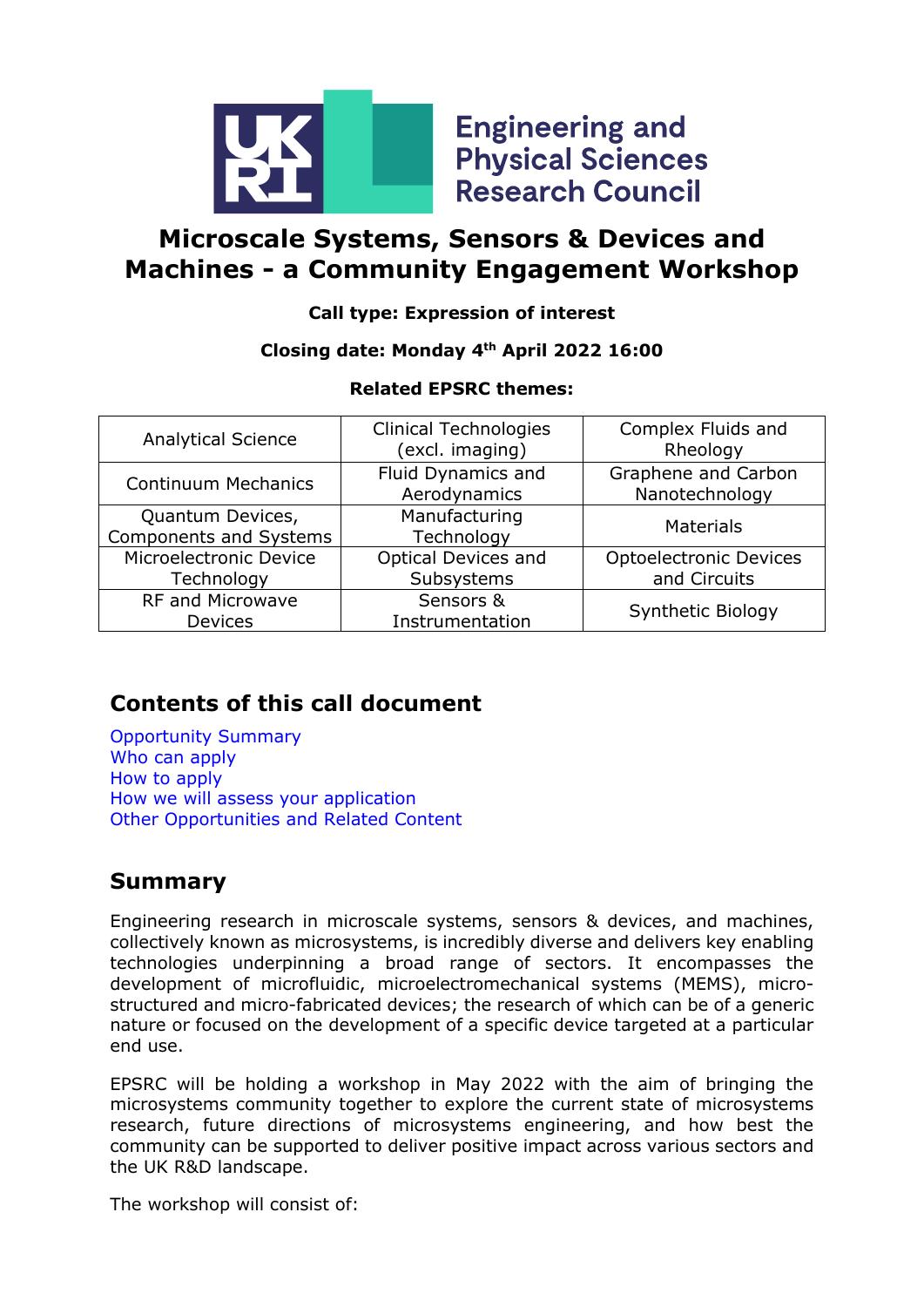# Microscale Systems, Sensors & Devices and Machines - a Community Engagement Workshop

**Call type: Expression of interest**

**Closing date: Monday 4th April 2022 16:00**

**Related EPSRC themes:**

| | | |
|---|---|---|
| Analytical Science | Clinical Technologies (excl. imaging) | Complex Fluids and Rheology |
| Continuum Mechanics | Fluid Dynamics and Aerodynamics | Graphene and Carbon Nanotechnology |
| Quantum Devices, Components and Systems | Manufacturing Technology | Materials |
| Microelectronic Device Technology | Optical Devices and Subsystems | Optoelectronic Devices and Circuits |
| RF and Microwave Devices | Sensors & Instrumentation | Synthetic Biology |

## Contents of this call document

Opportunity Summary
Who can apply
How to apply
How we will assess your application
Other Opportunities and Related Content

## Summary

Engineering research in microscale systems, sensors & devices, and machines, collectively known as microsystems, is incredibly diverse and delivers key enabling technologies underpinning a broad range of sectors. It encompasses the development of microfluidic, microelectromechanical systems (MEMS), micro-structured and micro-fabricated devices; the research of which can be of a generic nature or focused on the development of a specific device targeted at a particular end use.

EPSRC will be holding a workshop in May 2022 with the aim of bringing the microsystems community together to explore the current state of microsystems research, future directions of microsystems engineering, and how best the community can be supported to deliver positive impact across various sectors and the UK R&D landscape.

The workshop will consist of: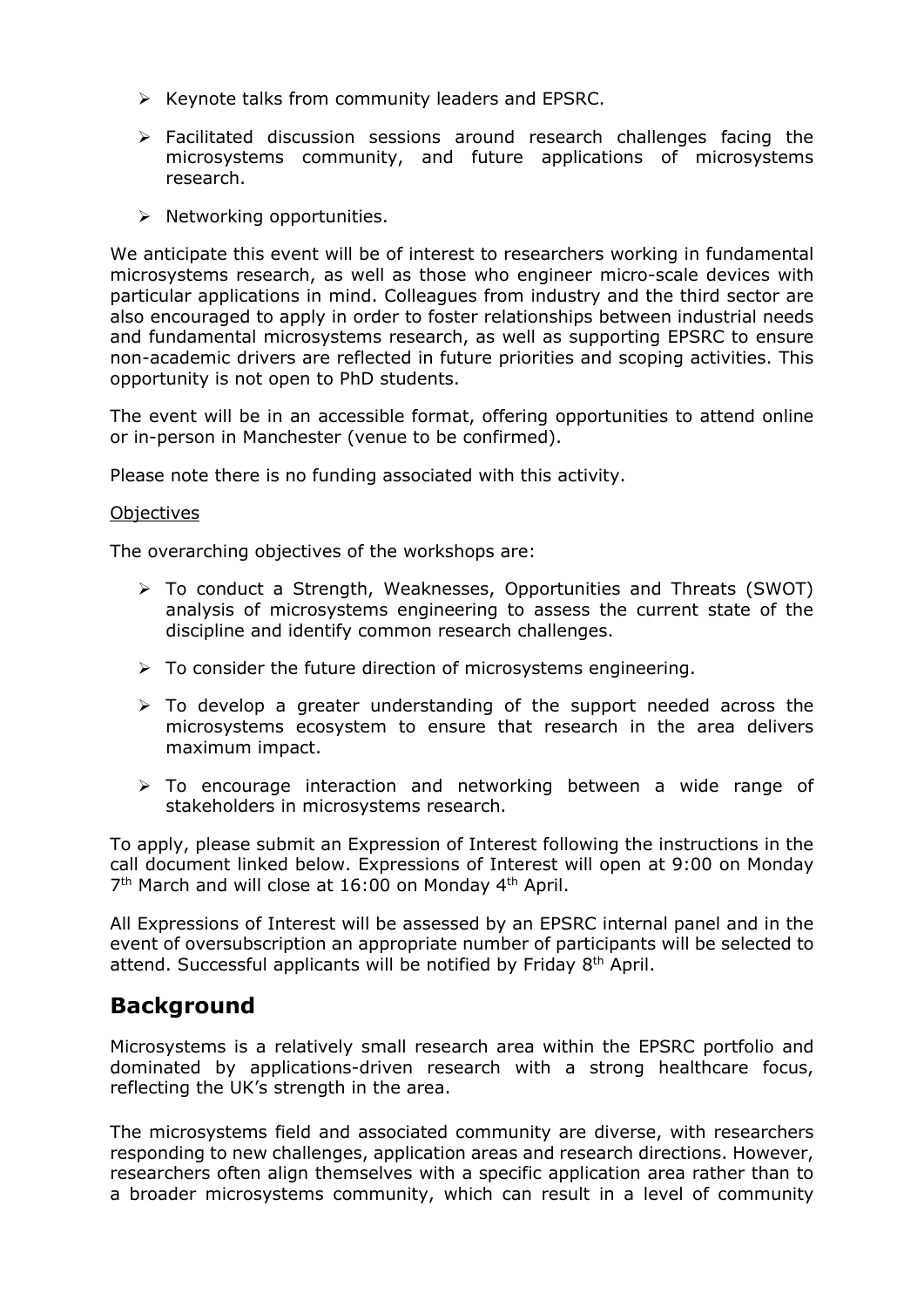- Keynote talks from community leaders and EPSRC.
- Facilitated discussion sessions around research challenges facing the microsystems community, and future applications of microsystems research.
- Networking opportunities.

We anticipate this event will be of interest to researchers working in fundamental microsystems research, as well as those who engineer micro-scale devices with particular applications in mind. Colleagues from industry and the third sector are also encouraged to apply in order to foster relationships between industrial needs and fundamental microsystems research, as well as supporting EPSRC to ensure non-academic drivers are reflected in future priorities and scoping activities. This opportunity is not open to PhD students.

The event will be in an accessible format, offering opportunities to attend online or in-person in Manchester (venue to be confirmed).

Please note there is no funding associated with this activity.

Objectives

The overarching objectives of the workshops are:

- To conduct a Strength, Weaknesses, Opportunities and Threats (SWOT) analysis of microsystems engineering to assess the current state of the discipline and identify common research challenges.
- To consider the future direction of microsystems engineering.
- To develop a greater understanding of the support needed across the microsystems ecosystem to ensure that research in the area delivers maximum impact.
- To encourage interaction and networking between a wide range of stakeholders in microsystems research.

To apply, please submit an Expression of Interest following the instructions in the call document linked below. Expressions of Interest will open at 9:00 on Monday 7th March and will close at 16:00 on Monday 4th April.

All Expressions of Interest will be assessed by an EPSRC internal panel and in the event of oversubscription an appropriate number of participants will be selected to attend. Successful applicants will be notified by Friday 8th April.

## Background

Microsystems is a relatively small research area within the EPSRC portfolio and dominated by applications-driven research with a strong healthcare focus, reflecting the UK's strength in the area.

The microsystems field and associated community are diverse, with researchers responding to new challenges, application areas and research directions. However, researchers often align themselves with a specific application area rather than to a broader microsystems community, which can result in a level of community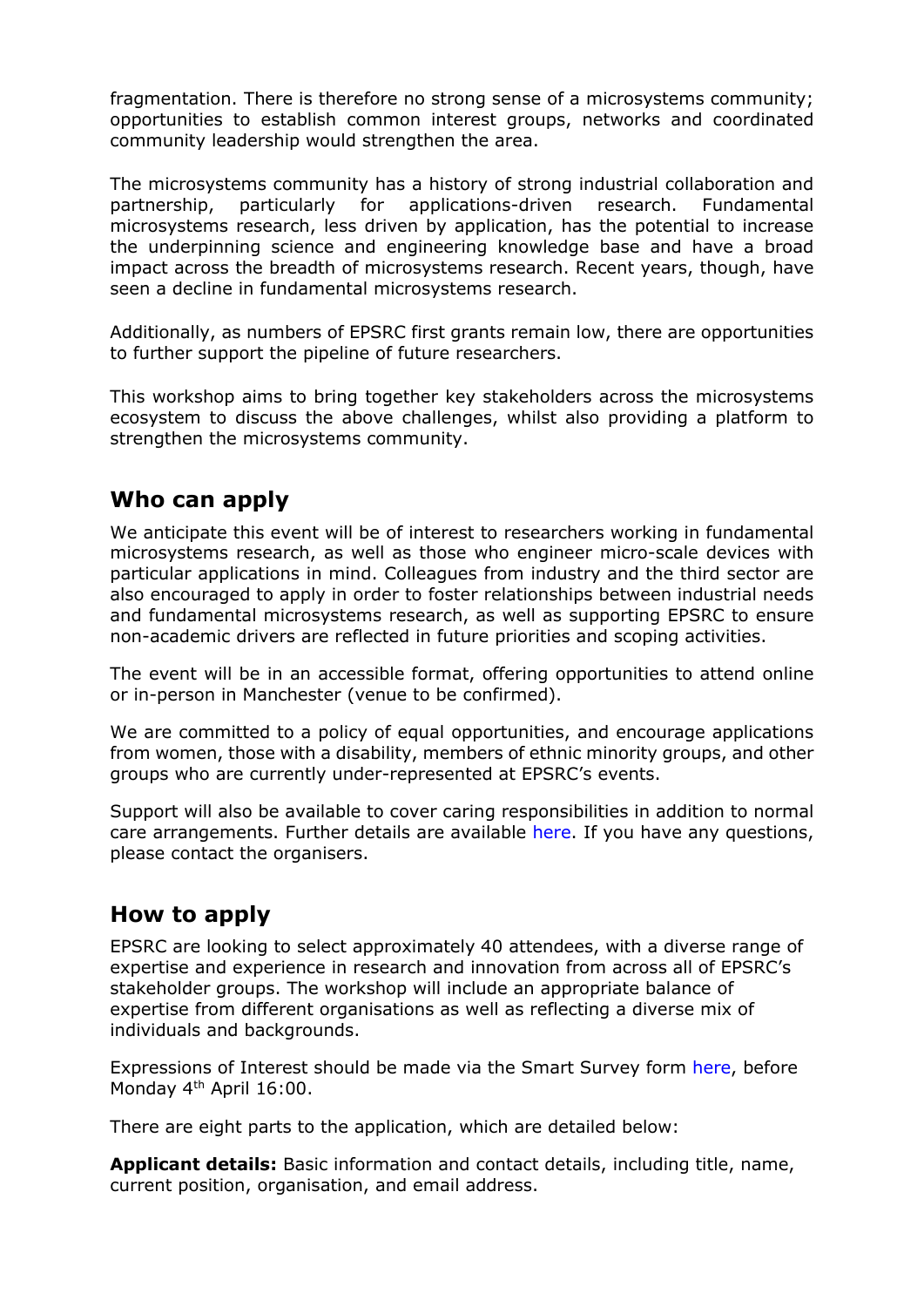fragmentation. There is therefore no strong sense of a microsystems community; opportunities to establish common interest groups, networks and coordinated community leadership would strengthen the area.

The microsystems community has a history of strong industrial collaboration and partnership, particularly for applications-driven research. Fundamental microsystems research, less driven by application, has the potential to increase the underpinning science and engineering knowledge base and have a broad impact across the breadth of microsystems research. Recent years, though, have seen a decline in fundamental microsystems research.

Additionally, as numbers of EPSRC first grants remain low, there are opportunities to further support the pipeline of future researchers.

This workshop aims to bring together key stakeholders across the microsystems ecosystem to discuss the above challenges, whilst also providing a platform to strengthen the microsystems community.

## Who can apply

We anticipate this event will be of interest to researchers working in fundamental microsystems research, as well as those who engineer micro-scale devices with particular applications in mind. Colleagues from industry and the third sector are also encouraged to apply in order to foster relationships between industrial needs and fundamental microsystems research, as well as supporting EPSRC to ensure non-academic drivers are reflected in future priorities and scoping activities.

The event will be in an accessible format, offering opportunities to attend online or in-person in Manchester (venue to be confirmed).

We are committed to a policy of equal opportunities, and encourage applications from women, those with a disability, members of ethnic minority groups, and other groups who are currently under-represented at EPSRC's events.

Support will also be available to cover caring responsibilities in addition to normal care arrangements. Further details are available here. If you have any questions, please contact the organisers.

## How to apply

EPSRC are looking to select approximately 40 attendees, with a diverse range of expertise and experience in research and innovation from across all of EPSRC's stakeholder groups. The workshop will include an appropriate balance of expertise from different organisations as well as reflecting a diverse mix of individuals and backgrounds.

Expressions of Interest should be made via the Smart Survey form here, before Monday 4th April 16:00.

There are eight parts to the application, which are detailed below:

**Applicant details:** Basic information and contact details, including title, name, current position, organisation, and email address.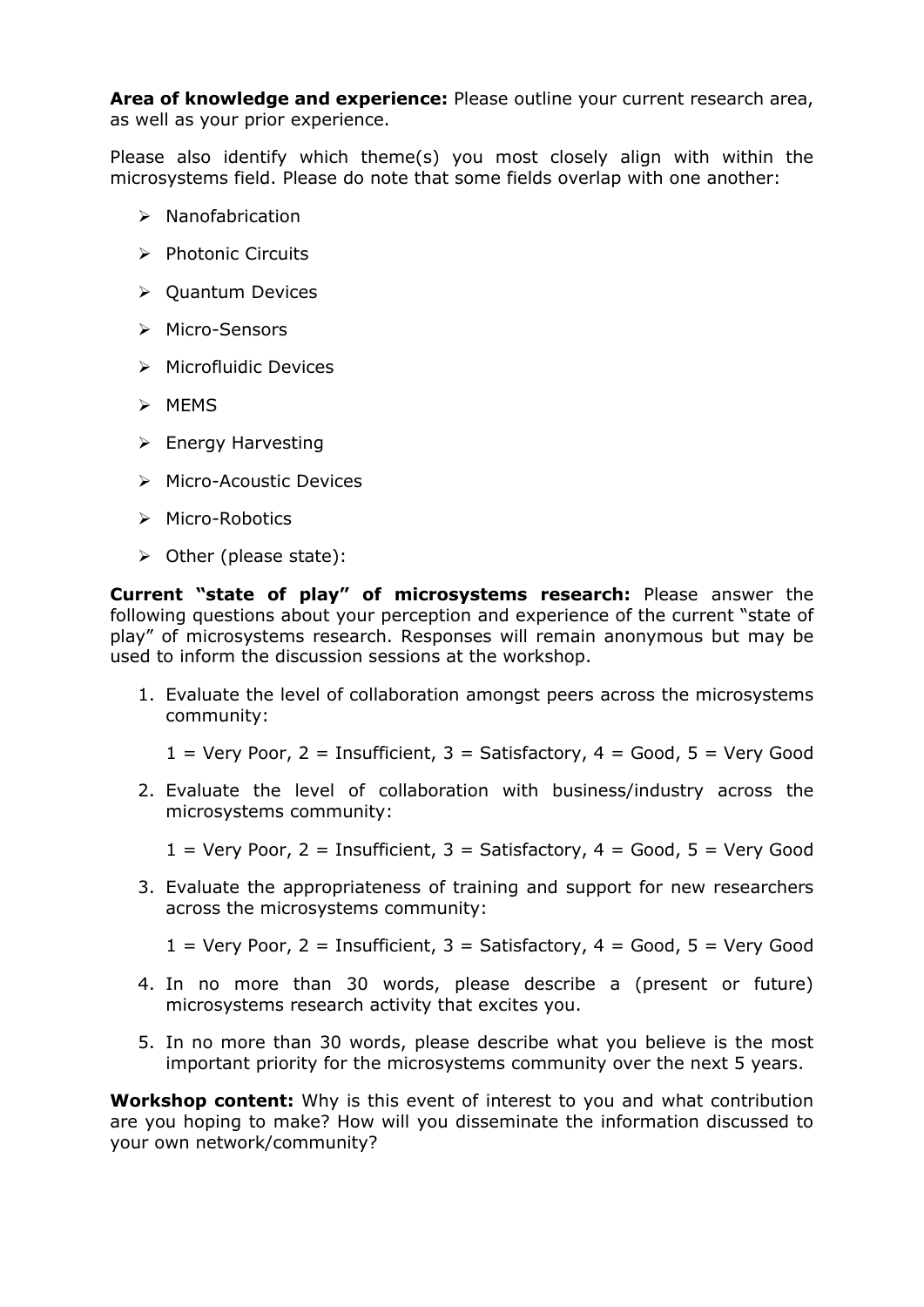**Area of knowledge and experience:** Please outline your current research area, as well as your prior experience.

Please also identify which theme(s) you most closely align with within the microsystems field. Please do note that some fields overlap with one another:

- Nanofabrication
- Photonic Circuits
- Quantum Devices
- Micro-Sensors
- Microfluidic Devices
- MEMS
- Energy Harvesting
- Micro-Acoustic Devices
- Micro-Robotics
- Other (please state):

**Current "state of play" of microsystems research:** Please answer the following questions about your perception and experience of the current "state of play" of microsystems research. Responses will remain anonymous but may be used to inform the discussion sessions at the workshop.

1. Evaluate the level of collaboration amongst peers across the microsystems community:

   1 = Very Poor, 2 = Insufficient, 3 = Satisfactory, 4 = Good, 5 = Very Good

2. Evaluate the level of collaboration with business/industry across the microsystems community:

   1 = Very Poor, 2 = Insufficient, 3 = Satisfactory, 4 = Good, 5 = Very Good

3. Evaluate the appropriateness of training and support for new researchers across the microsystems community:

   1 = Very Poor, 2 = Insufficient, 3 = Satisfactory, 4 = Good, 5 = Very Good

4. In no more than 30 words, please describe a (present or future) microsystems research activity that excites you.

5. In no more than 30 words, please describe what you believe is the most important priority for the microsystems community over the next 5 years.

**Workshop content:** Why is this event of interest to you and what contribution are you hoping to make? How will you disseminate the information discussed to your own network/community?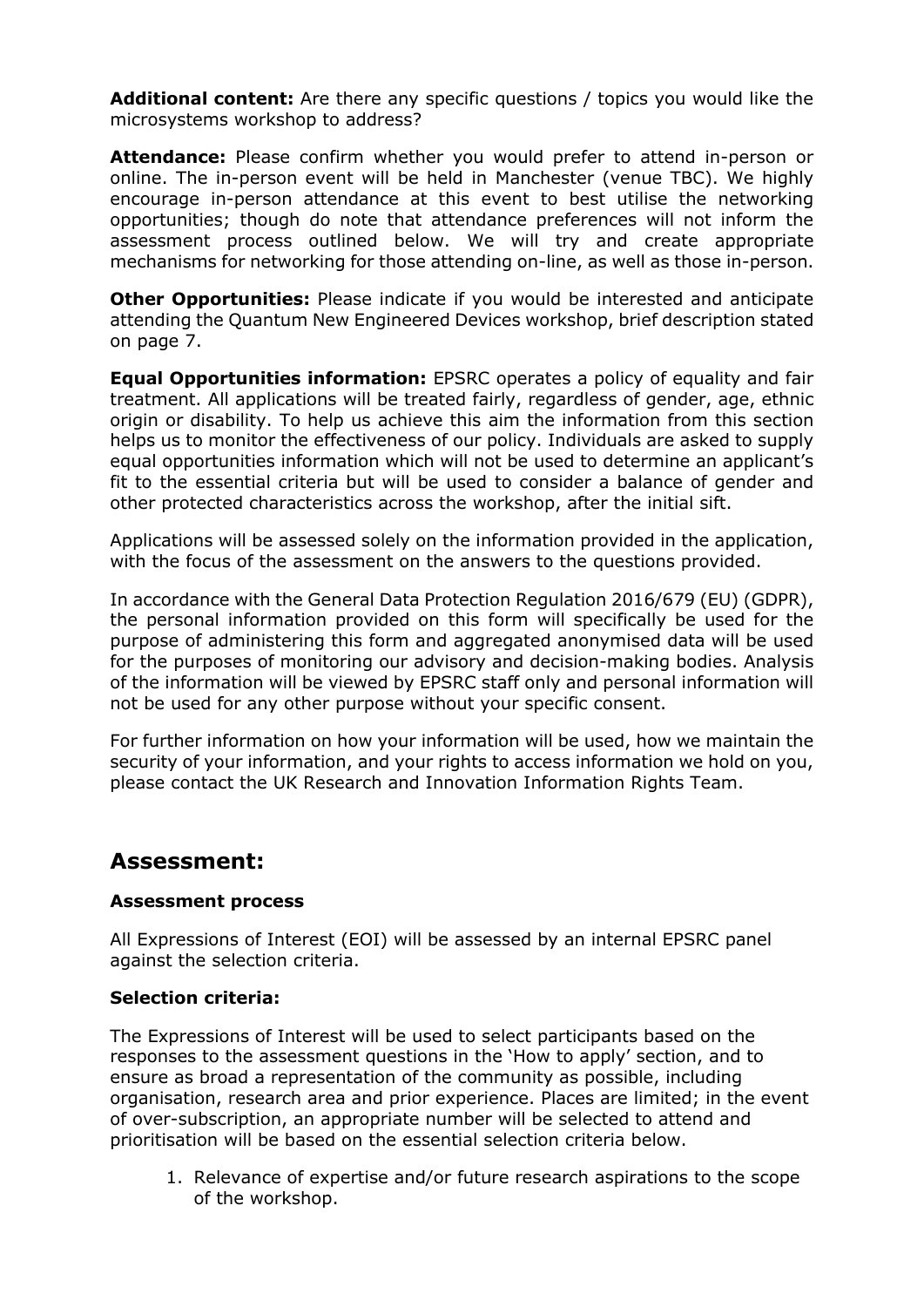**Additional content:** Are there any specific questions / topics you would like the microsystems workshop to address?

**Attendance:** Please confirm whether you would prefer to attend in-person or online. The in-person event will be held in Manchester (venue TBC). We highly encourage in-person attendance at this event to best utilise the networking opportunities; though do note that attendance preferences will not inform the assessment process outlined below. We will try and create appropriate mechanisms for networking for those attending on-line, as well as those in-person.

**Other Opportunities:** Please indicate if you would be interested and anticipate attending the Quantum New Engineered Devices workshop, brief description stated on page 7.

**Equal Opportunities information:** EPSRC operates a policy of equality and fair treatment. All applications will be treated fairly, regardless of gender, age, ethnic origin or disability. To help us achieve this aim the information from this section helps us to monitor the effectiveness of our policy. Individuals are asked to supply equal opportunities information which will not be used to determine an applicant's fit to the essential criteria but will be used to consider a balance of gender and other protected characteristics across the workshop, after the initial sift.

Applications will be assessed solely on the information provided in the application, with the focus of the assessment on the answers to the questions provided.

In accordance with the General Data Protection Regulation 2016/679 (EU) (GDPR), the personal information provided on this form will specifically be used for the purpose of administering this form and aggregated anonymised data will be used for the purposes of monitoring our advisory and decision-making bodies. Analysis of the information will be viewed by EPSRC staff only and personal information will not be used for any other purpose without your specific consent.

For further information on how your information will be used, how we maintain the security of your information, and your rights to access information we hold on you, please contact the UK Research and Innovation Information Rights Team.

## Assessment:

### Assessment process

All Expressions of Interest (EOI) will be assessed by an internal EPSRC panel against the selection criteria.

### Selection criteria:

The Expressions of Interest will be used to select participants based on the responses to the assessment questions in the 'How to apply' section, and to ensure as broad a representation of the community as possible, including organisation, research area and prior experience. Places are limited; in the event of over-subscription, an appropriate number will be selected to attend and prioritisation will be based on the essential selection criteria below.

1. Relevance of expertise and/or future research aspirations to the scope of the workshop.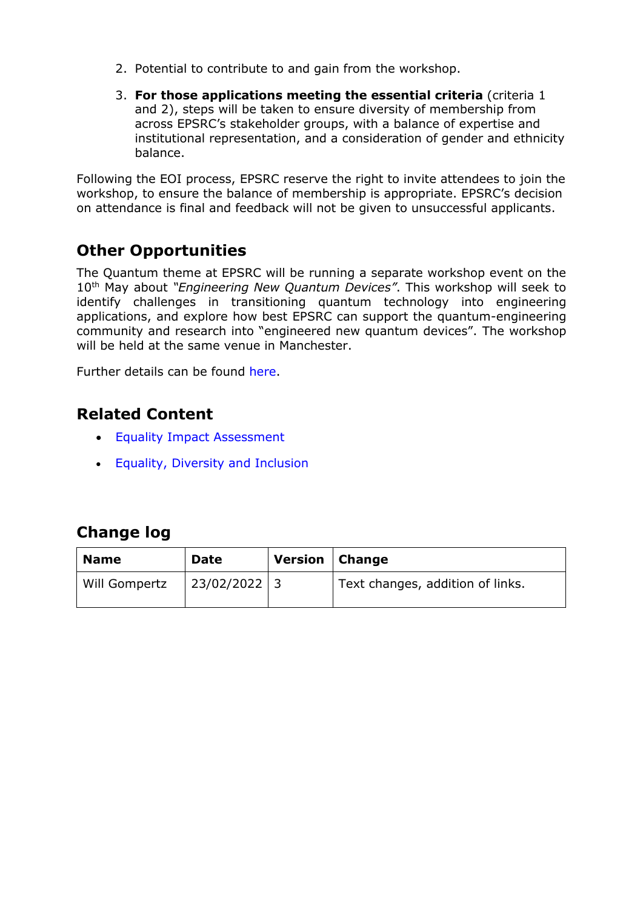2. Potential to contribute to and gain from the workshop.

3. **For those applications meeting the essential criteria** (criteria 1 and 2), steps will be taken to ensure diversity of membership from across EPSRC's stakeholder groups, with a balance of expertise and institutional representation, and a consideration of gender and ethnicity balance.

Following the EOI process, EPSRC reserve the right to invite attendees to join the workshop, to ensure the balance of membership is appropriate. EPSRC's decision on attendance is final and feedback will not be given to unsuccessful applicants.

## Other Opportunities

The Quantum theme at EPSRC will be running a separate workshop event on the 10th May about *"Engineering New Quantum Devices"*. This workshop will seek to identify challenges in transitioning quantum technology into engineering applications, and explore how best EPSRC can support the quantum-engineering community and research into "engineered new quantum devices". The workshop will be held at the same venue in Manchester.

Further details can be found here.

## Related Content

- Equality Impact Assessment
- Equality, Diversity and Inclusion

## Change log

| Name | Date | Version | Change |
|---|---|---|---|
| Will Gompertz | 23/02/2022 | 3 | Text changes, addition of links. |